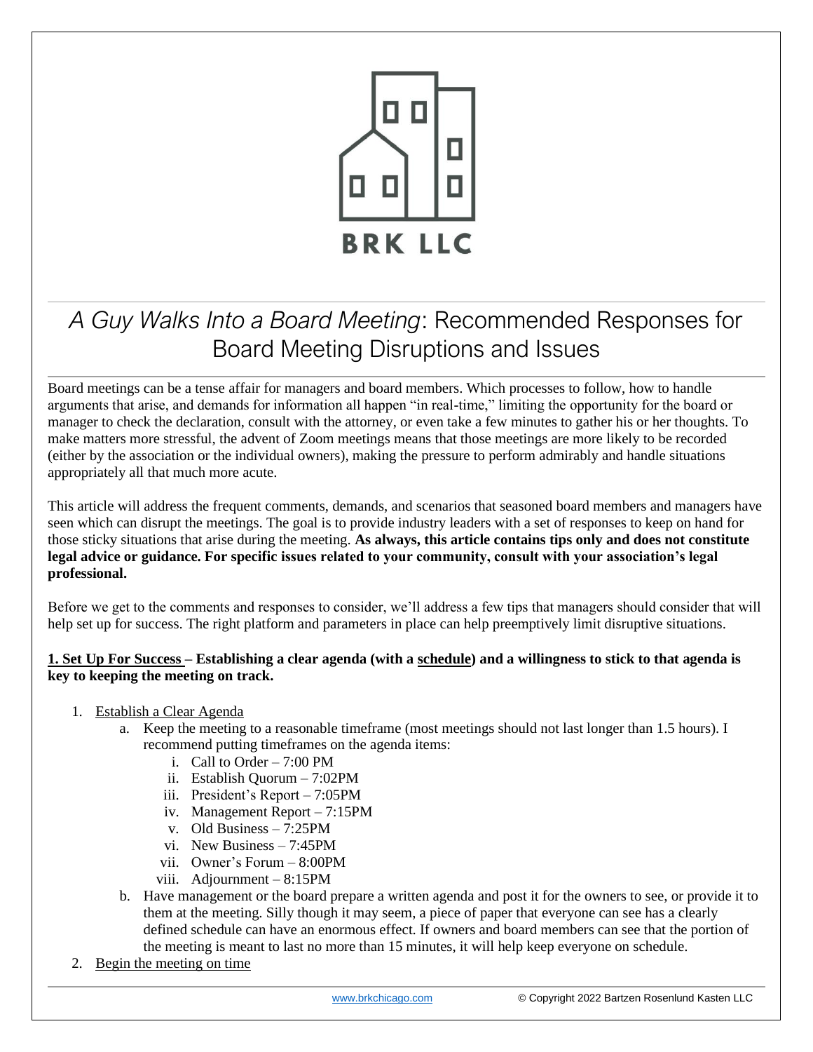BRK LLC

# *A Guy Walks Into a Board Meeting*: Recommended Responses for Board Meeting Disruptions and Issues

Board meetings can be a tense affair for managers and board members. Which processes to follow, how to handle arguments that arise, and demands for information all happen "in real-time," limiting the opportunity for the board or manager to check the declaration, consult with the attorney, or even take a few minutes to gather his or her thoughts. To make matters more stressful, the advent of Zoom meetings means that those meetings are more likely to be recorded (either by the association or the individual owners), making the pressure to perform admirably and handle situations appropriately all that much more acute.

This article will address the frequent comments, demands, and scenarios that seasoned board members and managers have seen which can disrupt the meetings. The goal is to provide industry leaders with a set of responses to keep on hand for those sticky situations that arise during the meeting. **As always, this article contains tips only and does not constitute legal advice or guidance. For specific issues related to your community, consult with your association's legal professional.**

Before we get to the comments and responses to consider, we'll address a few tips that managers should consider that will help set up for success. The right platform and parameters in place can help preemptively limit disruptive situations.

**<u>1. Set Up For Success</u> – Establishing a clear agenda (with a <u>schedule</u>) and a willingness to stick to that agenda is key to keeping the meeting on track.**

1. <u>Establish a Clear Agenda</u>
   a. Keep the meeting to a reasonable timeframe (most meetings should not last longer than 1.5 hours). I recommend putting timeframes on the agenda items:
      i. Call to Order – 7:00 PM
      ii. Establish Quorum – 7:02PM
      iii. President's Report – 7:05PM
      iv. Management Report – 7:15PM
      v. Old Business – 7:25PM
      vi. New Business – 7:45PM
      vii. Owner's Forum – 8:00PM
      viii. Adjournment – 8:15PM
   b. Have management or the board prepare a written agenda and post it for the owners to see, or provide it to them at the meeting. Silly though it may seem, a piece of paper that everyone can see has a clearly defined schedule can have an enormous effect. If owners and board members can see that the portion of the meeting is meant to last no more than 15 minutes, it will help keep everyone on schedule.
2. <u>Begin the meeting on time</u>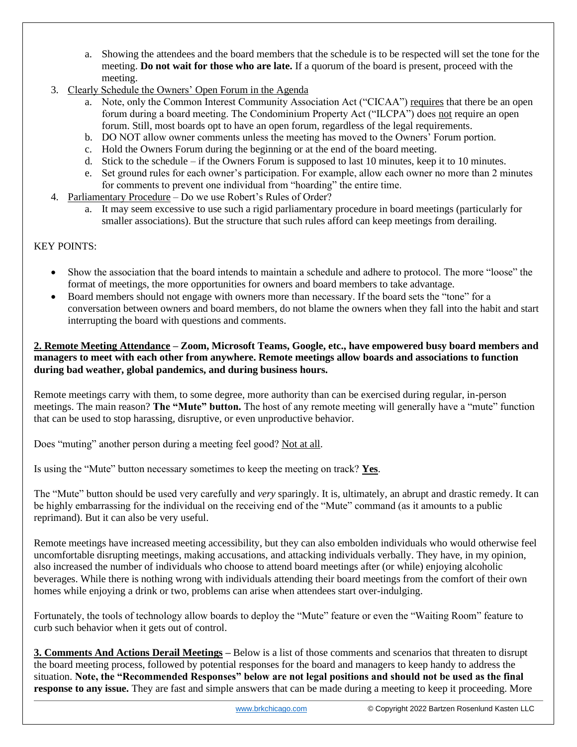a. Showing the attendees and the board members that the schedule is to be respected will set the tone for the meeting. **Do not wait for those who are late.** If a quorum of the board is present, proceed with the meeting.

3. Clearly Schedule the Owners' Open Forum in the Agenda
   a. Note, only the Common Interest Community Association Act ("CICAA") requires that there be an open forum during a board meeting. The Condominium Property Act ("ILCPA") does not require an open forum. Still, most boards opt to have an open forum, regardless of the legal requirements.
   b. DO NOT allow owner comments unless the meeting has moved to the Owners' Forum portion.
   c. Hold the Owners Forum during the beginning or at the end of the board meeting.
   d. Stick to the schedule – if the Owners Forum is supposed to last 10 minutes, keep it to 10 minutes.
   e. Set ground rules for each owner's participation. For example, allow each owner no more than 2 minutes for comments to prevent one individual from "hoarding" the entire time.
4. Parliamentary Procedure – Do we use Robert's Rules of Order?
   a. It may seem excessive to use such a rigid parliamentary procedure in board meetings (particularly for smaller associations). But the structure that such rules afford can keep meetings from derailing.

KEY POINTS:

- Show the association that the board intends to maintain a schedule and adhere to protocol. The more "loose" the format of meetings, the more opportunities for owners and board members to take advantage.
- Board members should not engage with owners more than necessary. If the board sets the "tone" for a conversation between owners and board members, do not blame the owners when they fall into the habit and start interrupting the board with questions and comments.

**2. Remote Meeting Attendance – Zoom, Microsoft Teams, Google, etc., have empowered busy board members and managers to meet with each other from anywhere. Remote meetings allow boards and associations to function during bad weather, global pandemics, and during business hours.**

Remote meetings carry with them, to some degree, more authority than can be exercised during regular, in-person meetings. The main reason? **The "Mute" button.** The host of any remote meeting will generally have a "mute" function that can be used to stop harassing, disruptive, or even unproductive behavior.

Does "muting" another person during a meeting feel good? Not at all.

Is using the "Mute" button necessary sometimes to keep the meeting on track? **Yes**.

The "Mute" button should be used very carefully and *very* sparingly. It is, ultimately, an abrupt and drastic remedy. It can be highly embarrassing for the individual on the receiving end of the "Mute" command (as it amounts to a public reprimand). But it can also be very useful.

Remote meetings have increased meeting accessibility, but they can also embolden individuals who would otherwise feel uncomfortable disrupting meetings, making accusations, and attacking individuals verbally. They have, in my opinion, also increased the number of individuals who choose to attend board meetings after (or while) enjoying alcoholic beverages. While there is nothing wrong with individuals attending their board meetings from the comfort of their own homes while enjoying a drink or two, problems can arise when attendees start over-indulging.

Fortunately, the tools of technology allow boards to deploy the "Mute" feature or even the "Waiting Room" feature to curb such behavior when it gets out of control.

**3. Comments And Actions Derail Meetings –** Below is a list of those comments and scenarios that threaten to disrupt the board meeting process, followed by potential responses for the board and managers to keep handy to address the situation. **Note, the "Recommended Responses" below are not legal positions and should not be used as the final response to any issue.** They are fast and simple answers that can be made during a meeting to keep it proceeding. More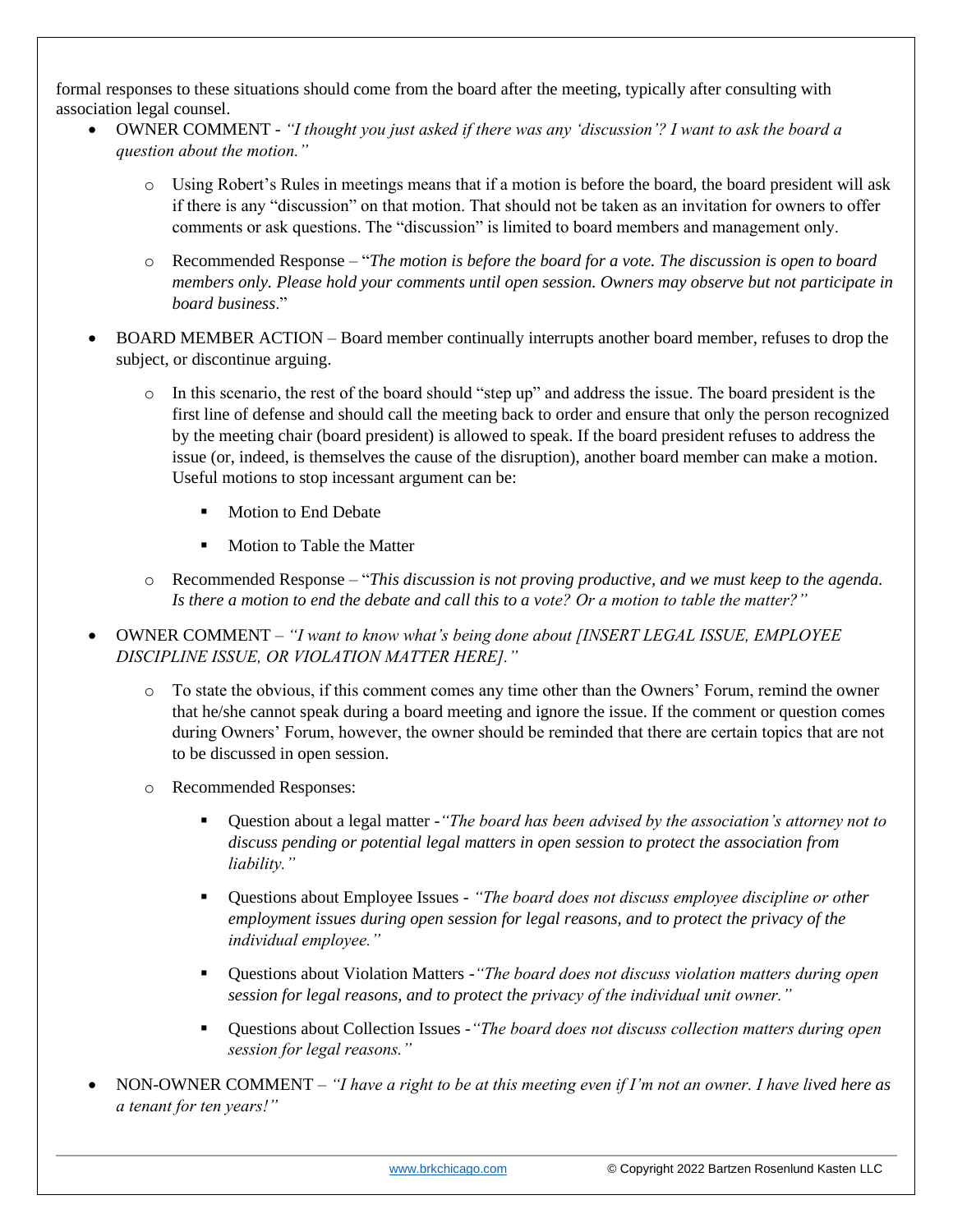formal responses to these situations should come from the board after the meeting, typically after consulting with association legal counsel.

- OWNER COMMENT - *"I thought you just asked if there was any 'discussion'? I want to ask the board a question about the motion."*
  - Using Robert's Rules in meetings means that if a motion is before the board, the board president will ask if there is any "discussion" on that motion. That should not be taken as an invitation for owners to offer comments or ask questions. The "discussion" is limited to board members and management only.
  - Recommended Response – "*The motion is before the board for a vote. The discussion is open to board members only. Please hold your comments until open session. Owners may observe but not participate in board business*."
- BOARD MEMBER ACTION – Board member continually interrupts another board member, refuses to drop the subject, or discontinue arguing.
  - In this scenario, the rest of the board should "step up" and address the issue. The board president is the first line of defense and should call the meeting back to order and ensure that only the person recognized by the meeting chair (board president) is allowed to speak. If the board president refuses to address the issue (or, indeed, is themselves the cause of the disruption), another board member can make a motion. Useful motions to stop incessant argument can be:
    - Motion to End Debate
    - Motion to Table the Matter
  - Recommended Response – "*This discussion is not proving productive, and we must keep to the agenda. Is there a motion to end the debate and call this to a vote? Or a motion to table the matter?"*
- OWNER COMMENT – *"I want to know what's being done about [INSERT LEGAL ISSUE, EMPLOYEE DISCIPLINE ISSUE, OR VIOLATION MATTER HERE]."*
  - To state the obvious, if this comment comes any time other than the Owners' Forum, remind the owner that he/she cannot speak during a board meeting and ignore the issue. If the comment or question comes during Owners' Forum, however, the owner should be reminded that there are certain topics that are not to be discussed in open session.
  - Recommended Responses:
    - Question about a legal matter -*"The board has been advised by the association's attorney not to discuss pending or potential legal matters in open session to protect the association from liability."*
    - Questions about Employee Issues - *"The board does not discuss employee discipline or other employment issues during open session for legal reasons, and to protect the privacy of the individual employee."*
    - Questions about Violation Matters -*"The board does not discuss violation matters during open session for legal reasons, and to protect the privacy of the individual unit owner."*
    - Questions about Collection Issues -*"The board does not discuss collection matters during open session for legal reasons."*
- NON-OWNER COMMENT – *"I have a right to be at this meeting even if I'm not an owner. I have lived here as a tenant for ten years!"*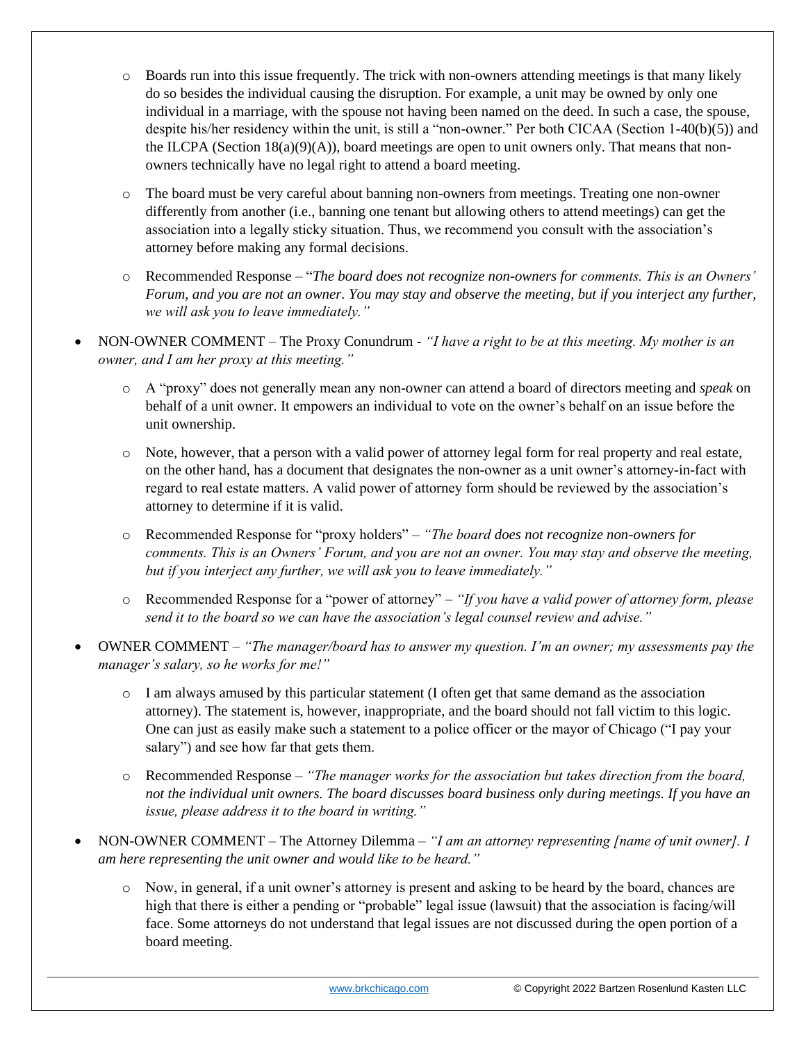- Boards run into this issue frequently. The trick with non-owners attending meetings is that many likely do so besides the individual causing the disruption. For example, a unit may be owned by only one individual in a marriage, with the spouse not having been named on the deed. In such a case, the spouse, despite his/her residency within the unit, is still a "non-owner." Per both CICAA (Section 1-40(b)(5)) and the ILCPA (Section 18(a)(9)(A)), board meetings are open to unit owners only. That means that non-owners technically have no legal right to attend a board meeting.
- The board must be very careful about banning non-owners from meetings. Treating one non-owner differently from another (i.e., banning one tenant but allowing others to attend meetings) can get the association into a legally sticky situation. Thus, we recommend you consult with the association's attorney before making any formal decisions.
- Recommended Response – "*The board does not recognize non-owners for comments. This is an Owners' Forum, and you are not an owner. You may stay and observe the meeting, but if you interject any further, we will ask you to leave immediately.*"

- NON-OWNER COMMENT – The Proxy Conundrum - *"I have a right to be at this meeting. My mother is an owner, and I am her proxy at this meeting."*
  - A "proxy" does not generally mean any non-owner can attend a board of directors meeting and *speak* on behalf of a unit owner. It empowers an individual to vote on the owner's behalf on an issue before the unit ownership.
  - Note, however, that a person with a valid power of attorney legal form for real property and real estate, on the other hand, has a document that designates the non-owner as a unit owner's attorney-in-fact with regard to real estate matters. A valid power of attorney form should be reviewed by the association's attorney to determine if it is valid.
  - Recommended Response for "proxy holders" – *"The board does not recognize non-owners for comments. This is an Owners' Forum, and you are not an owner. You may stay and observe the meeting, but if you interject any further, we will ask you to leave immediately."*
  - Recommended Response for a "power of attorney" – *"If you have a valid power of attorney form, please send it to the board so we can have the association's legal counsel review and advise."*

- OWNER COMMENT – *"The manager/board has to answer my question. I'm an owner; my assessments pay the manager's salary, so he works for me!"*
  - I am always amused by this particular statement (I often get that same demand as the association attorney). The statement is, however, inappropriate, and the board should not fall victim to this logic. One can just as easily make such a statement to a police officer or the mayor of Chicago ("I pay your salary") and see how far that gets them.
  - Recommended Response – *"The manager works for the association but takes direction from the board, not the individual unit owners. The board discusses board business only during meetings. If you have an issue, please address it to the board in writing."*

- NON-OWNER COMMENT – The Attorney Dilemma – *"I am an attorney representing [name of unit owner]. I am here representing the unit owner and would like to be heard."*
  - Now, in general, if a unit owner's attorney is present and asking to be heard by the board, chances are high that there is either a pending or "probable" legal issue (lawsuit) that the association is facing/will face. Some attorneys do not understand that legal issues are not discussed during the open portion of a board meeting.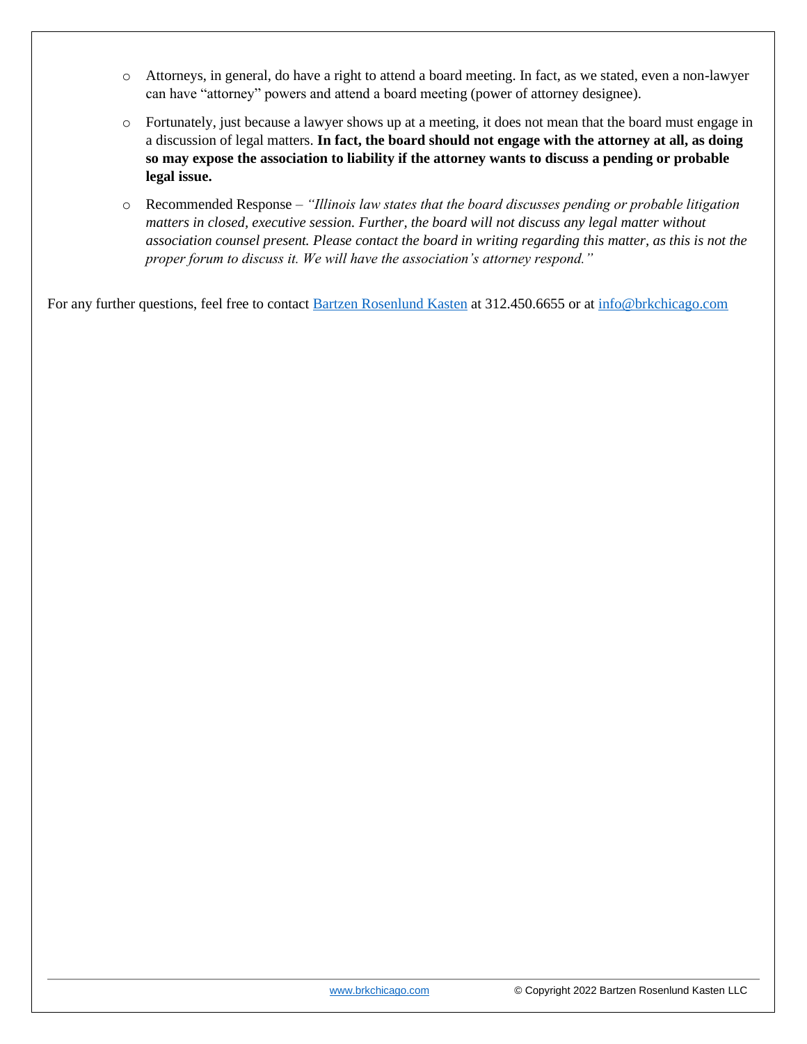- Attorneys, in general, do have a right to attend a board meeting. In fact, as we stated, even a non-lawyer can have "attorney" powers and attend a board meeting (power of attorney designee).
- Fortunately, just because a lawyer shows up at a meeting, it does not mean that the board must engage in a discussion of legal matters. **In fact, the board should not engage with the attorney at all, as doing so may expose the association to liability if the attorney wants to discuss a pending or probable legal issue.**
- Recommended Response – *"Illinois law states that the board discusses pending or probable litigation matters in closed, executive session. Further, the board will not discuss any legal matter without association counsel present. Please contact the board in writing regarding this matter, as this is not the proper forum to discuss it. We will have the association's attorney respond."*

For any further questions, feel free to contact [Bartzen Rosenlund Kasten]() at 312.450.6655 or at [info@brkchicago.com](mailto:info@brkchicago.com)